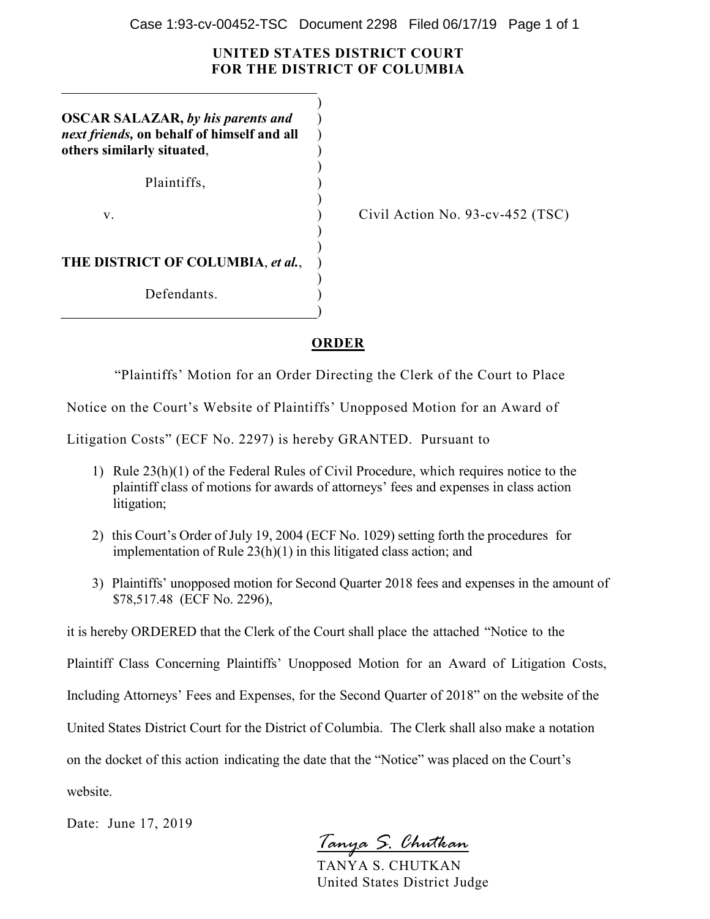**UNITED STATES DISTRICT COURT**
**FOR THE DISTRICT OF COLUMBIA**

| | | |
|---|---|---|
| **OSCAR SALAZAR,** ***by his parents and next friends,*** **on behalf of himself and all others similarly situated**,<br><br>Plaintiffs,<br><br>v.<br><br>**THE DISTRICT OF COLUMBIA**, ***et al.***,<br><br>Defendants. | ) | Civil Action No. 93-cv-452 (TSC) |

## ORDER

"Plaintiffs' Motion for an Order Directing the Clerk of the Court to Place Notice on the Court's Website of Plaintiffs' Unopposed Motion for an Award of Litigation Costs" (ECF No. 2297) is hereby GRANTED. Pursuant to

1) Rule 23(h)(1) of the Federal Rules of Civil Procedure, which requires notice to the plaintiff class of motions for awards of attorneys' fees and expenses in class action litigation;

2) this Court's Order of July 19, 2004 (ECF No. 1029) setting forth the procedures for implementation of Rule 23(h)(1) in this litigated class action; and

3) Plaintiffs' unopposed motion for Second Quarter 2018 fees and expenses in the amount of $78,517.48 (ECF No. 2296),

it is hereby ORDERED that the Clerk of the Court shall place the attached "Notice to the Plaintiff Class Concerning Plaintiffs' Unopposed Motion for an Award of Litigation Costs, Including Attorneys' Fees and Expenses, for the Second Quarter of 2018" on the website of the United States District Court for the District of Columbia. The Clerk shall also make a notation on the docket of this action indicating the date that the "Notice" was placed on the Court's website.

Date: June 17, 2019

*Tanya S. Chutkan*
TANYA S. CHUTKAN
United States District Judge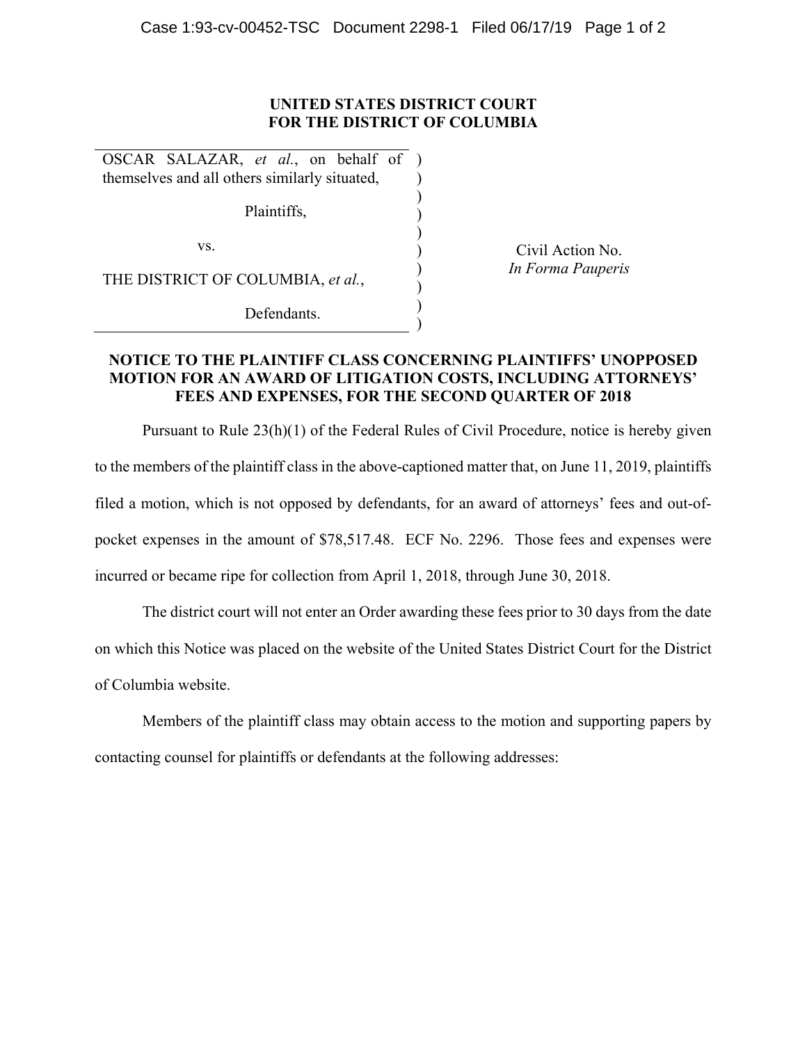**UNITED STATES DISTRICT COURT**
**FOR THE DISTRICT OF COLUMBIA**

| | | |
|---|---|---|
| OSCAR SALAZAR, *et al.*, on behalf of themselves and all others similarly situated, | ) | |
| Plaintiffs, | ) | |
| vs. | ) | Civil Action No. |
| THE DISTRICT OF COLUMBIA, *et al.*, | ) | *In Forma Pauperis* |
| Defendants. | ) | |

**NOTICE TO THE PLAINTIFF CLASS CONCERNING PLAINTIFFS' UNOPPOSED MOTION FOR AN AWARD OF LITIGATION COSTS, INCLUDING ATTORNEYS' FEES AND EXPENSES, FOR THE SECOND QUARTER OF 2018**

Pursuant to Rule 23(h)(1) of the Federal Rules of Civil Procedure, notice is hereby given to the members of the plaintiff class in the above-captioned matter that, on June 11, 2019, plaintiffs filed a motion, which is not opposed by defendants, for an award of attorneys' fees and out-of-pocket expenses in the amount of $78,517.48. ECF No. 2296. Those fees and expenses were incurred or became ripe for collection from April 1, 2018, through June 30, 2018.

The district court will not enter an Order awarding these fees prior to 30 days from the date on which this Notice was placed on the website of the United States District Court for the District of Columbia website.

Members of the plaintiff class may obtain access to the motion and supporting papers by contacting counsel for plaintiffs or defendants at the following addresses: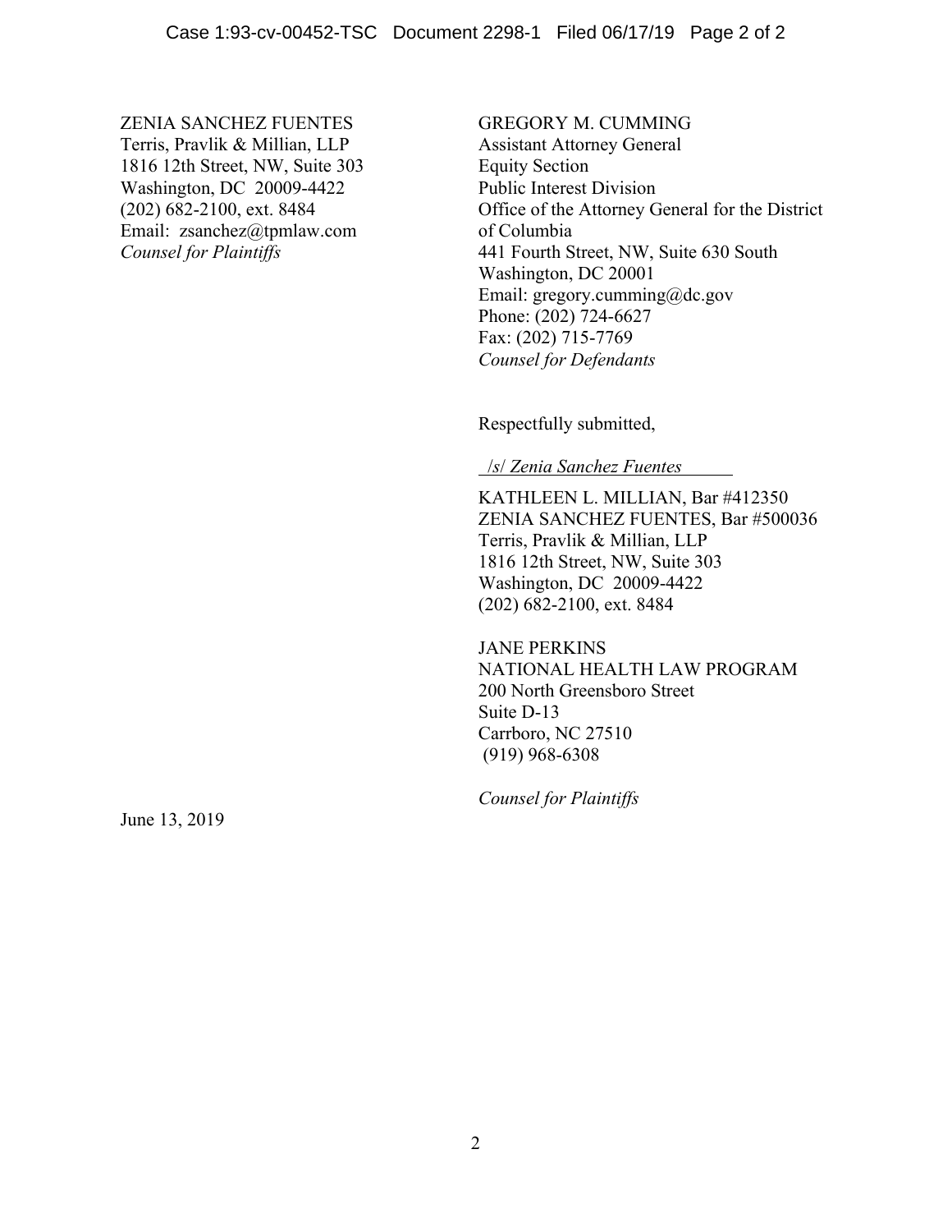ZENIA SANCHEZ FUENTES
Terris, Pravlik & Millian, LLP
1816 12th Street, NW, Suite 303
Washington, DC 20009-4422
(202) 682-2100, ext. 8484
Email: zsanchez@tpmlaw.com
*Counsel for Plaintiffs*

GREGORY M. CUMMING
Assistant Attorney General
Equity Section
Public Interest Division
Office of the Attorney General for the District of Columbia
441 Fourth Street, NW, Suite 630 South
Washington, DC 20001
Email: gregory.cumming@dc.gov
Phone: (202) 724-6627
Fax: (202) 715-7769
*Counsel for Defendants*

Respectfully submitted,

/s/ *Zenia Sanchez Fuentes*

KATHLEEN L. MILLIAN, Bar #412350
ZENIA SANCHEZ FUENTES, Bar #500036
Terris, Pravlik & Millian, LLP
1816 12th Street, NW, Suite 303
Washington, DC 20009-4422
(202) 682-2100, ext. 8484

JANE PERKINS
NATIONAL HEALTH LAW PROGRAM
200 North Greensboro Street
Suite D-13
Carrboro, NC 27510
(919) 968-6308

*Counsel for Plaintiffs*

June 13, 2019